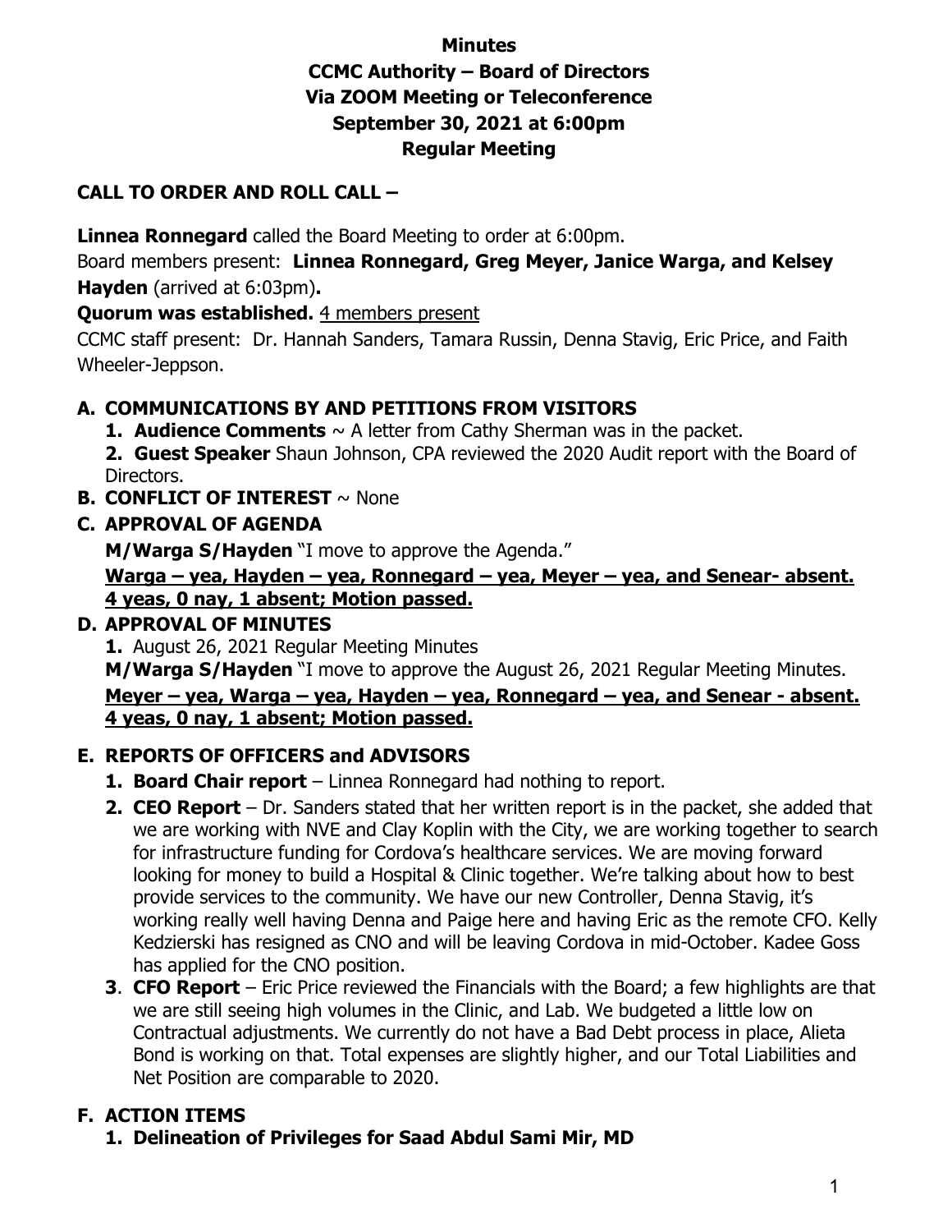**Minutes**
**CCMC Authority – Board of Directors**
**Via ZOOM Meeting or Teleconference**
**September 30, 2021 at 6:00pm**
**Regular Meeting**

## CALL TO ORDER AND ROLL CALL –

**Linnea Ronnegard** called the Board Meeting to order at 6:00pm.

Board members present: **Linnea Ronnegard, Greg Meyer, Janice Warga, and Kelsey Hayden** (arrived at 6:03pm)**.**

**Quorum was established.** <u>4 members present</u>

CCMC staff present: Dr. Hannah Sanders, Tamara Russin, Denna Stavig, Eric Price, and Faith Wheeler-Jeppson.

## A. COMMUNICATIONS BY AND PETITIONS FROM VISITORS

1. **Audience Comments** ~ A letter from Cathy Sherman was in the packet.
2. **Guest Speaker** Shaun Johnson, CPA reviewed the 2020 Audit report with the Board of Directors.

## B. CONFLICT OF INTEREST ~ None

## C. APPROVAL OF AGENDA

**M/Warga S/Hayden** "I move to approve the Agenda."

**<u>Warga – yea, Hayden – yea, Ronnegard – yea, Meyer – yea, and Senear- absent. 4 yeas, 0 nay, 1 absent; Motion passed.</u>**

## D. APPROVAL OF MINUTES

1. August 26, 2021 Regular Meeting Minutes

**M/Warga S/Hayden** "I move to approve the August 26, 2021 Regular Meeting Minutes.

**<u>Meyer – yea, Warga – yea, Hayden – yea, Ronnegard – yea, and Senear - absent. 4 yeas, 0 nay, 1 absent; Motion passed.</u>**

## E. REPORTS OF OFFICERS and ADVISORS

1. **Board Chair report** – Linnea Ronnegard had nothing to report.
2. **CEO Report** – Dr. Sanders stated that her written report is in the packet, she added that we are working with NVE and Clay Koplin with the City, we are working together to search for infrastructure funding for Cordova's healthcare services. We are moving forward looking for money to build a Hospital & Clinic together. We're talking about how to best provide services to the community. We have our new Controller, Denna Stavig, it's working really well having Denna and Paige here and having Eric as the remote CFO. Kelly Kedzierski has resigned as CNO and will be leaving Cordova in mid-October. Kadee Goss has applied for the CNO position.
3. **CFO Report** – Eric Price reviewed the Financials with the Board; a few highlights are that we are still seeing high volumes in the Clinic, and Lab. We budgeted a little low on Contractual adjustments. We currently do not have a Bad Debt process in place, Alieta Bond is working on that. Total expenses are slightly higher, and our Total Liabilities and Net Position are comparable to 2020.

## F. ACTION ITEMS

1. **Delineation of Privileges for Saad Abdul Sami Mir, MD**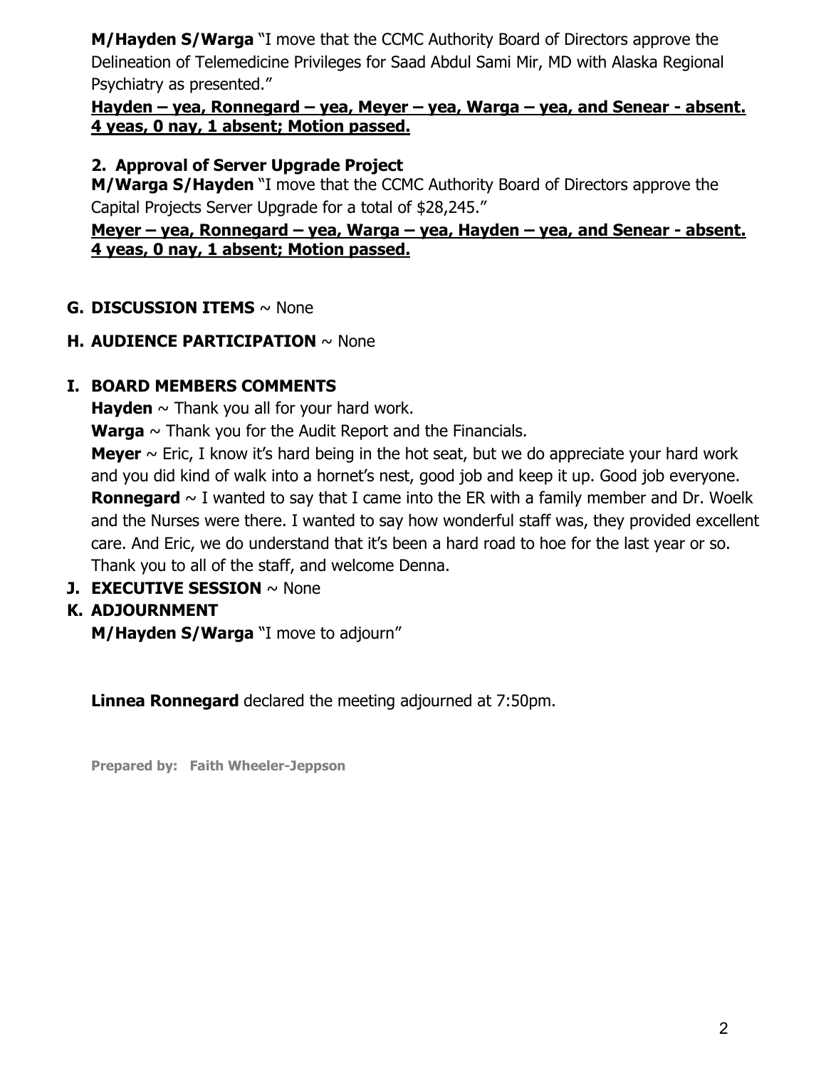**M/Hayden S/Warga** "I move that the CCMC Authority Board of Directors approve the Delineation of Telemedicine Privileges for Saad Abdul Sami Mir, MD with Alaska Regional Psychiatry as presented."

**<u>Hayden – yea, Ronnegard – yea, Meyer – yea, Warga – yea, and Senear - absent. 4 yeas, 0 nay, 1 absent; Motion passed.</u>**

**2. Approval of Server Upgrade Project**

**M/Warga S/Hayden** "I move that the CCMC Authority Board of Directors approve the Capital Projects Server Upgrade for a total of $28,245."

**<u>Meyer – yea, Ronnegard – yea, Warga – yea, Hayden – yea, and Senear - absent. 4 yeas, 0 nay, 1 absent; Motion passed.</u>**

**G. DISCUSSION ITEMS** ~ None

**H. AUDIENCE PARTICIPATION** ~ None

**I. BOARD MEMBERS COMMENTS**

**Hayden** ~ Thank you all for your hard work.

**Warga** ~ Thank you for the Audit Report and the Financials.

**Meyer** ~ Eric, I know it's hard being in the hot seat, but we do appreciate your hard work and you did kind of walk into a hornet's nest, good job and keep it up. Good job everyone.

**Ronnegard** ~ I wanted to say that I came into the ER with a family member and Dr. Woelk and the Nurses were there. I wanted to say how wonderful staff was, they provided excellent care. And Eric, we do understand that it's been a hard road to hoe for the last year or so. Thank you to all of the staff, and welcome Denna.

**J. EXECUTIVE SESSION** ~ None

**K. ADJOURNMENT**

**M/Hayden S/Warga** "I move to adjourn"

**Linnea Ronnegard** declared the meeting adjourned at 7:50pm.

**Prepared by: Faith Wheeler-Jeppson**